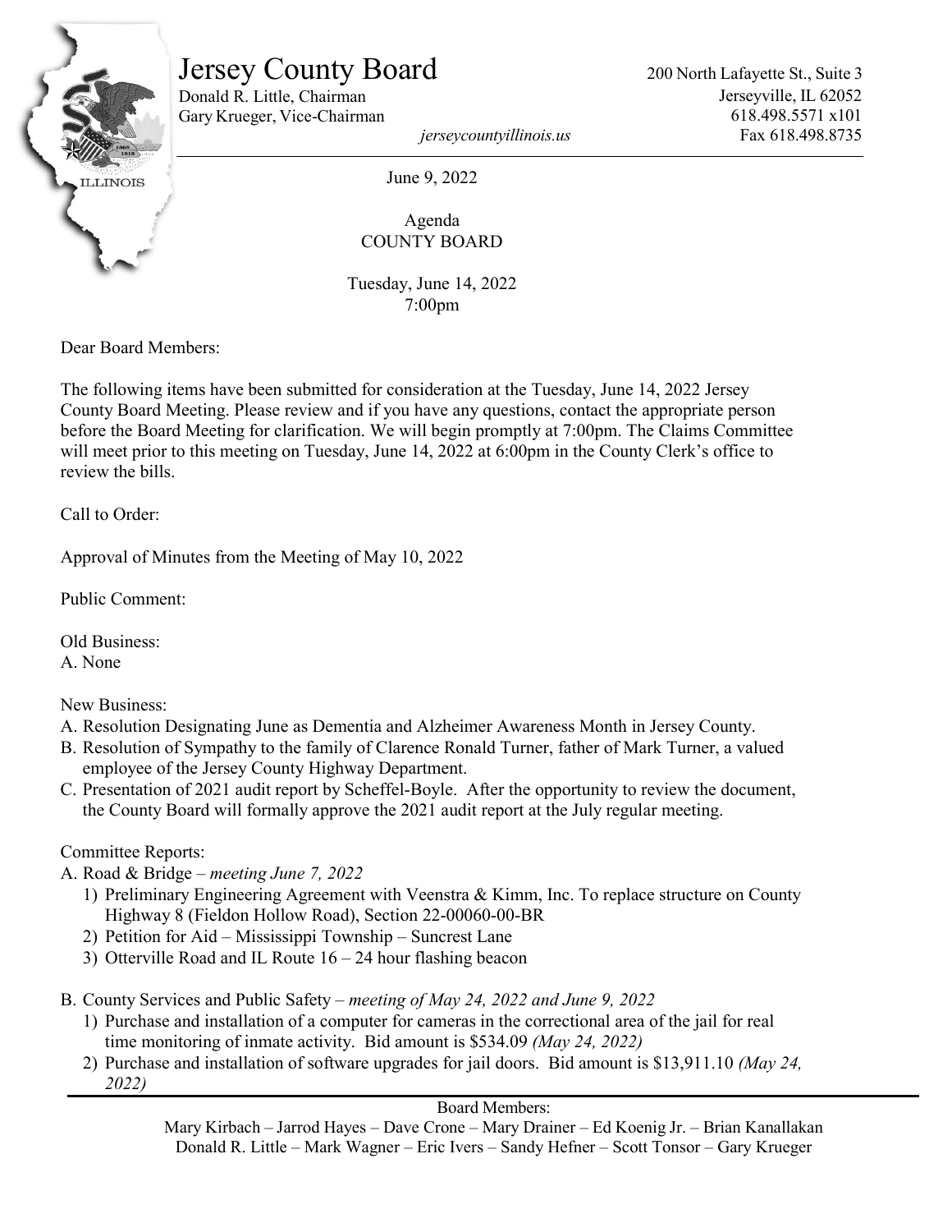# Jersey County Board

Donald R. Little, Chairman
Gary Krueger, Vice-Chairman

*jerseycountyillinois.us*

200 North Lafayette St., Suite 3
Jerseyville, IL 62052
618.498.5571 x101
Fax 618.498.8735

June 9, 2022

Agenda
COUNTY BOARD

Tuesday, June 14, 2022
7:00pm

Dear Board Members:

The following items have been submitted for consideration at the Tuesday, June 14, 2022 Jersey County Board Meeting. Please review and if you have any questions, contact the appropriate person before the Board Meeting for clarification. We will begin promptly at 7:00pm. The Claims Committee will meet prior to this meeting on Tuesday, June 14, 2022 at 6:00pm in the County Clerk's office to review the bills.

Call to Order:

Approval of Minutes from the Meeting of May 10, 2022

Public Comment:

Old Business:
A. None

New Business:
A. Resolution Designating June as Dementia and Alzheimer Awareness Month in Jersey County.
B. Resolution of Sympathy to the family of Clarence Ronald Turner, father of Mark Turner, a valued employee of the Jersey County Highway Department.
C. Presentation of 2021 audit report by Scheffel-Boyle. After the opportunity to review the document, the County Board will formally approve the 2021 audit report at the July regular meeting.

Committee Reports:
A. Road & Bridge – *meeting June 7, 2022*
   1) Preliminary Engineering Agreement with Veenstra & Kimm, Inc. To replace structure on County Highway 8 (Fieldon Hollow Road), Section 22-00060-00-BR
   2) Petition for Aid – Mississippi Township – Suncrest Lane
   3) Otterville Road and IL Route 16 – 24 hour flashing beacon

B. County Services and Public Safety – *meeting of May 24, 2022 and June 9, 2022*
   1) Purchase and installation of a computer for cameras in the correctional area of the jail for real time monitoring of inmate activity. Bid amount is $534.09 *(May 24, 2022)*
   2) Purchase and installation of software upgrades for jail doors. Bid amount is $13,911.10 *(May 24, 2022)*

Board Members:
Mary Kirbach – Jarrod Hayes – Dave Crone – Mary Drainer – Ed Koenig Jr. – Brian Kanallakan
Donald R. Little – Mark Wagner – Eric Ivers – Sandy Hefner – Scott Tonsor – Gary Krueger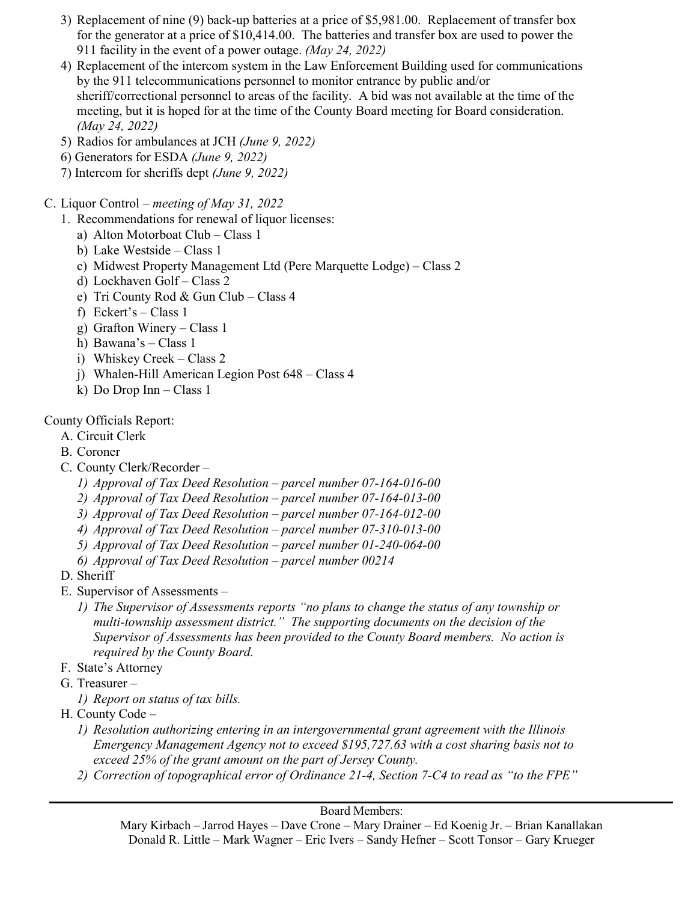3) Replacement of nine (9) back-up batteries at a price of $5,981.00. Replacement of transfer box for the generator at a price of $10,414.00. The batteries and transfer box are used to power the 911 facility in the event of a power outage. *(May 24, 2022)*
4) Replacement of the intercom system in the Law Enforcement Building used for communications by the 911 telecommunications personnel to monitor entrance by public and/or sheriff/correctional personnel to areas of the facility. A bid was not available at the time of the meeting, but it is hoped for at the time of the County Board meeting for Board consideration. *(May 24, 2022)*
5) Radios for ambulances at JCH *(June 9, 2022)*
6) Generators for ESDA *(June 9, 2022)*
7) Intercom for sheriffs dept *(June 9, 2022)*

C. Liquor Control – *meeting of May 31, 2022*

1. Recommendations for renewal of liquor licenses:
   a) Alton Motorboat Club – Class 1
   b) Lake Westside – Class 1
   c) Midwest Property Management Ltd (Pere Marquette Lodge) – Class 2
   d) Lockhaven Golf – Class 2
   e) Tri County Rod & Gun Club – Class 4
   f) Eckert's – Class 1
   g) Grafton Winery – Class 1
   h) Bawana's – Class 1
   i) Whiskey Creek – Class 2
   j) Whalen-Hill American Legion Post 648 – Class 4
   k) Do Drop Inn – Class 1

County Officials Report:

A. Circuit Clerk

B. Coroner

C. County Clerk/Recorder –
   1) *Approval of Tax Deed Resolution – parcel number 07-164-016-00*
   2) *Approval of Tax Deed Resolution – parcel number 07-164-013-00*
   3) *Approval of Tax Deed Resolution – parcel number 07-164-012-00*
   4) *Approval of Tax Deed Resolution – parcel number 07-310-013-00*
   5) *Approval of Tax Deed Resolution – parcel number 01-240-064-00*
   6) *Approval of Tax Deed Resolution – parcel number 00214*

D. Sheriff

E. Supervisor of Assessments –
   1) *The Supervisor of Assessments reports "no plans to change the status of any township or multi-township assessment district." The supporting documents on the decision of the Supervisor of Assessments has been provided to the County Board members. No action is required by the County Board.*

F. State's Attorney

G. Treasurer –
   1) *Report on status of tax bills.*

H. County Code –
   1) *Resolution authorizing entering in an intergovernmental grant agreement with the Illinois Emergency Management Agency not to exceed $195,727.63 with a cost sharing basis not to exceed 25% of the grant amount on the part of Jersey County.*
   2) *Correction of topographical error of Ordinance 21-4, Section 7-C4 to read as "to the FPE"*

Board Members:
Mary Kirbach – Jarrod Hayes – Dave Crone – Mary Drainer – Ed Koenig Jr. – Brian Kanallakan
Donald R. Little – Mark Wagner – Eric Ivers – Sandy Hefner – Scott Tonsor – Gary Krueger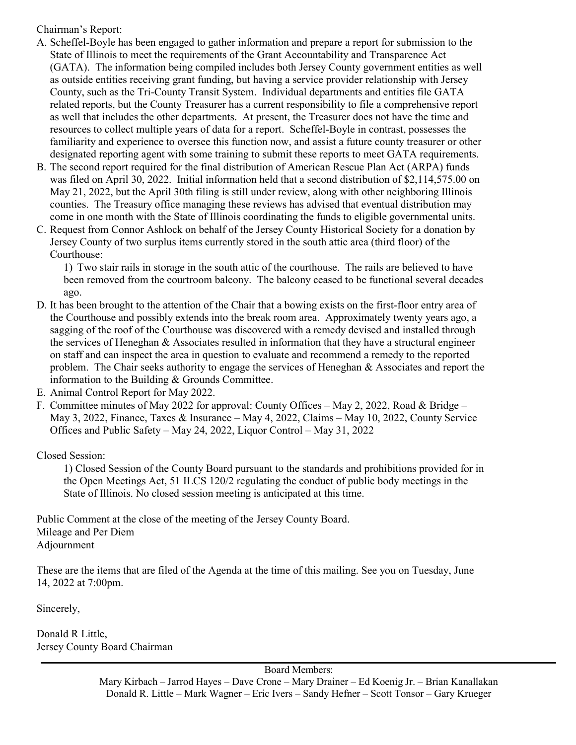Chairman's Report:

A. Scheffel-Boyle has been engaged to gather information and prepare a report for submission to the State of Illinois to meet the requirements of the Grant Accountability and Transparence Act (GATA). The information being compiled includes both Jersey County government entities as well as outside entities receiving grant funding, but having a service provider relationship with Jersey County, such as the Tri-County Transit System. Individual departments and entities file GATA related reports, but the County Treasurer has a current responsibility to file a comprehensive report as well that includes the other departments. At present, the Treasurer does not have the time and resources to collect multiple years of data for a report. Scheffel-Boyle in contrast, possesses the familiarity and experience to oversee this function now, and assist a future county treasurer or other designated reporting agent with some training to submit these reports to meet GATA requirements.
B. The second report required for the final distribution of American Rescue Plan Act (ARPA) funds was filed on April 30, 2022. Initial information held that a second distribution of $2,114,575.00 on May 21, 2022, but the April 30th filing is still under review, along with other neighboring Illinois counties. The Treasury office managing these reviews has advised that eventual distribution may come in one month with the State of Illinois coordinating the funds to eligible governmental units.
C. Request from Connor Ashlock on behalf of the Jersey County Historical Society for a donation by Jersey County of two surplus items currently stored in the south attic area (third floor) of the Courthouse:

   1) Two stair rails in storage in the south attic of the courthouse. The rails are believed to have been removed from the courtroom balcony. The balcony ceased to be functional several decades ago.
D. It has been brought to the attention of the Chair that a bowing exists on the first-floor entry area of the Courthouse and possibly extends into the break room area. Approximately twenty years ago, a sagging of the roof of the Courthouse was discovered with a remedy devised and installed through the services of Heneghan & Associates resulted in information that they have a structural engineer on staff and can inspect the area in question to evaluate and recommend a remedy to the reported problem. The Chair seeks authority to engage the services of Heneghan & Associates and report the information to the Building & Grounds Committee.
E. Animal Control Report for May 2022.
F. Committee minutes of May 2022 for approval: County Offices – May 2, 2022, Road & Bridge – May 3, 2022, Finance, Taxes & Insurance – May 4, 2022, Claims – May 10, 2022, County Service Offices and Public Safety – May 24, 2022, Liquor Control – May 31, 2022

Closed Session:

1) Closed Session of the County Board pursuant to the standards and prohibitions provided for in the Open Meetings Act, 51 ILCS 120/2 regulating the conduct of public body meetings in the State of Illinois. No closed session meeting is anticipated at this time.

Public Comment at the close of the meeting of the Jersey County Board.
Mileage and Per Diem
Adjournment

These are the items that are filed of the Agenda at the time of this mailing. See you on Tuesday, June 14, 2022 at 7:00pm.

Sincerely,

Donald R Little,
Jersey County Board Chairman

Board Members:
Mary Kirbach – Jarrod Hayes – Dave Crone – Mary Drainer – Ed Koenig Jr. – Brian Kanallakan
Donald R. Little – Mark Wagner – Eric Ivers – Sandy Hefner – Scott Tonsor – Gary Krueger